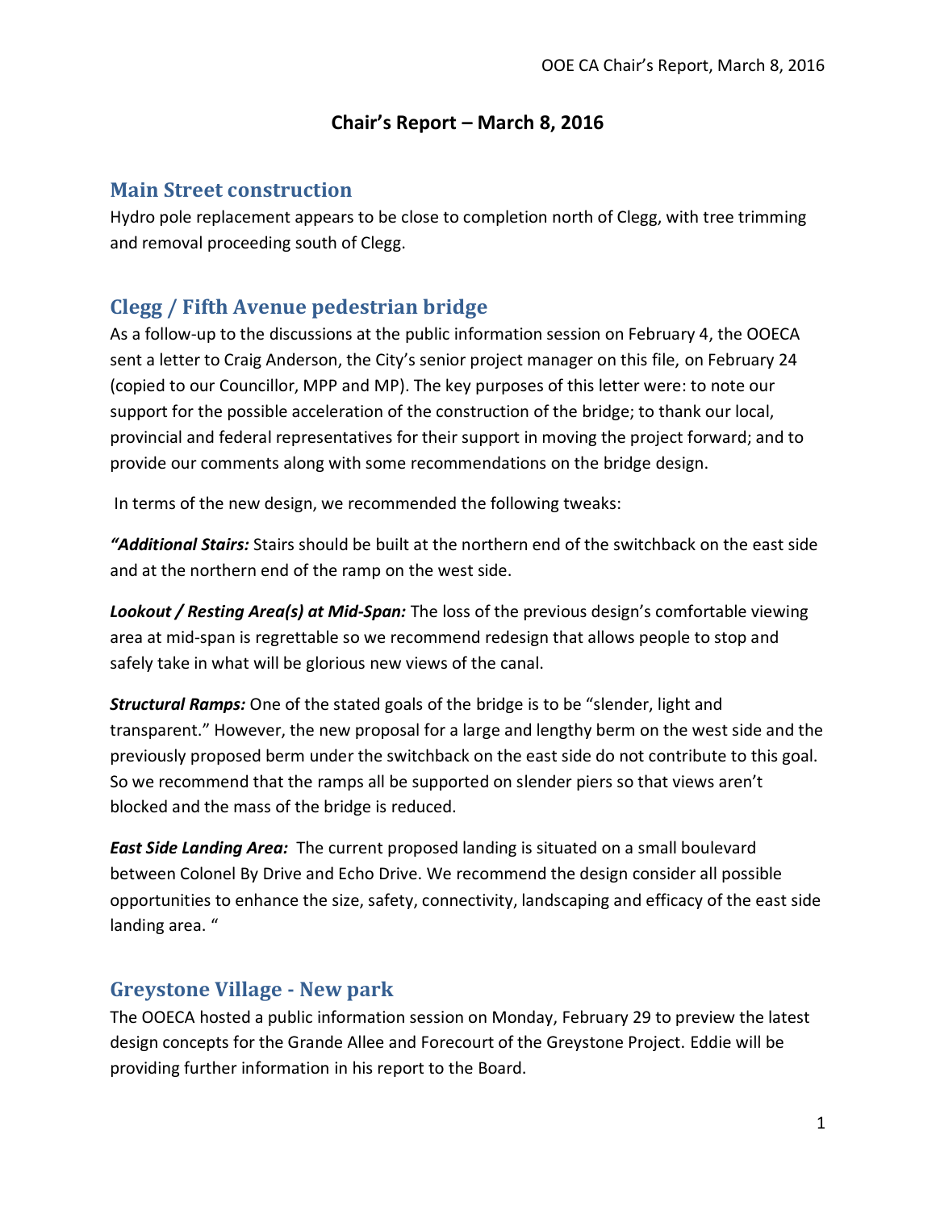# Chair's Report – March 8, 2016

## Main Street construction

Hydro pole replacement appears to be close to completion north of Clegg, with tree trimming and removal proceeding south of Clegg.

## Clegg / Fifth Avenue pedestrian bridge

As a follow-up to the discussions at the public information session on February 4, the OOECA sent a letter to Craig Anderson, the City's senior project manager on this file, on February 24 (copied to our Councillor, MPP and MP). The key purposes of this letter were: to note our support for the possible acceleration of the construction of the bridge; to thank our local, provincial and federal representatives for their support in moving the project forward; and to provide our comments along with some recommendations on the bridge design.

In terms of the new design, we recommended the following tweaks:

***"Additional Stairs:*** Stairs should be built at the northern end of the switchback on the east side and at the northern end of the ramp on the west side.

***Lookout / Resting Area(s) at Mid-Span:*** The loss of the previous design's comfortable viewing area at mid-span is regrettable so we recommend redesign that allows people to stop and safely take in what will be glorious new views of the canal.

***Structural Ramps:*** One of the stated goals of the bridge is to be "slender, light and transparent." However, the new proposal for a large and lengthy berm on the west side and the previously proposed berm under the switchback on the east side do not contribute to this goal. So we recommend that the ramps all be supported on slender piers so that views aren't blocked and the mass of the bridge is reduced.

***East Side Landing Area:*** The current proposed landing is situated on a small boulevard between Colonel By Drive and Echo Drive. We recommend the design consider all possible opportunities to enhance the size, safety, connectivity, landscaping and efficacy of the east side landing area. "

## Greystone Village - New park

The OOECA hosted a public information session on Monday, February 29 to preview the latest design concepts for the Grande Allee and Forecourt of the Greystone Project. Eddie will be providing further information in his report to the Board.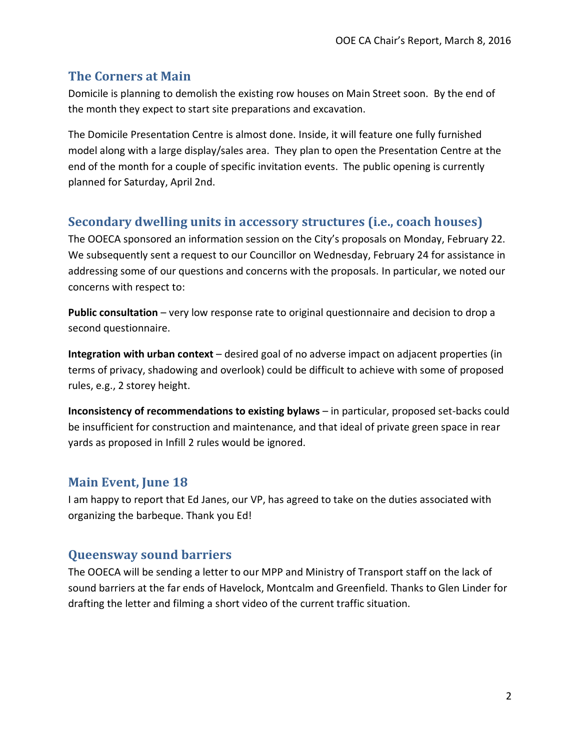## The Corners at Main

Domicile is planning to demolish the existing row houses on Main Street soon. By the end of the month they expect to start site preparations and excavation.

The Domicile Presentation Centre is almost done. Inside, it will feature one fully furnished model along with a large display/sales area. They plan to open the Presentation Centre at the end of the month for a couple of specific invitation events. The public opening is currently planned for Saturday, April 2nd.

## Secondary dwelling units in accessory structures (i.e., coach houses)

The OOECA sponsored an information session on the City's proposals on Monday, February 22. We subsequently sent a request to our Councillor on Wednesday, February 24 for assistance in addressing some of our questions and concerns with the proposals. In particular, we noted our concerns with respect to:

**Public consultation** – very low response rate to original questionnaire and decision to drop a second questionnaire.

**Integration with urban context** – desired goal of no adverse impact on adjacent properties (in terms of privacy, shadowing and overlook) could be difficult to achieve with some of proposed rules, e.g., 2 storey height.

**Inconsistency of recommendations to existing bylaws** – in particular, proposed set-backs could be insufficient for construction and maintenance, and that ideal of private green space in rear yards as proposed in Infill 2 rules would be ignored.

## Main Event, June 18

I am happy to report that Ed Janes, our VP, has agreed to take on the duties associated with organizing the barbeque. Thank you Ed!

## Queensway sound barriers

The OOECA will be sending a letter to our MPP and Ministry of Transport staff on the lack of sound barriers at the far ends of Havelock, Montcalm and Greenfield. Thanks to Glen Linder for drafting the letter and filming a short video of the current traffic situation.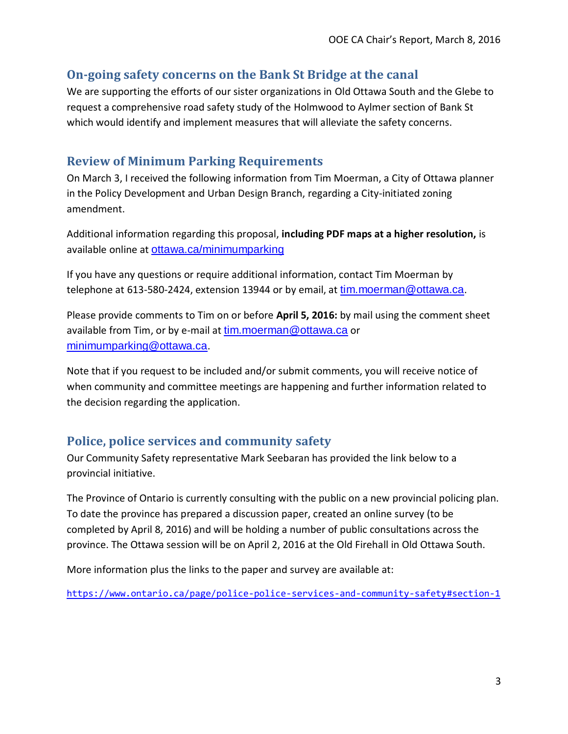## On-going safety concerns on the Bank St Bridge at the canal

We are supporting the efforts of our sister organizations in Old Ottawa South and the Glebe to request a comprehensive road safety study of the Holmwood to Aylmer section of Bank St which would identify and implement measures that will alleviate the safety concerns.

## Review of Minimum Parking Requirements

On March 3, I received the following information from Tim Moerman, a City of Ottawa planner in the Policy Development and Urban Design Branch, regarding a City-initiated zoning amendment.

Additional information regarding this proposal, **including PDF maps at a higher resolution,** is available online at ottawa.ca/minimumparking

If you have any questions or require additional information, contact Tim Moerman by telephone at 613-580-2424, extension 13944 or by email, at tim.moerman@ottawa.ca.

Please provide comments to Tim on or before **April 5, 2016:** by mail using the comment sheet available from Tim, or by e-mail at tim.moerman@ottawa.ca or minimumparking@ottawa.ca.

Note that if you request to be included and/or submit comments, you will receive notice of when community and committee meetings are happening and further information related to the decision regarding the application.

## Police, police services and community safety

Our Community Safety representative Mark Seebaran has provided the link below to a provincial initiative.

The Province of Ontario is currently consulting with the public on a new provincial policing plan. To date the province has prepared a discussion paper, created an online survey (to be completed by April 8, 2016) and will be holding a number of public consultations across the province. The Ottawa session will be on April 2, 2016 at the Old Firehall in Old Ottawa South.

More information plus the links to the paper and survey are available at:

https://www.ontario.ca/page/police-police-services-and-community-safety#section-1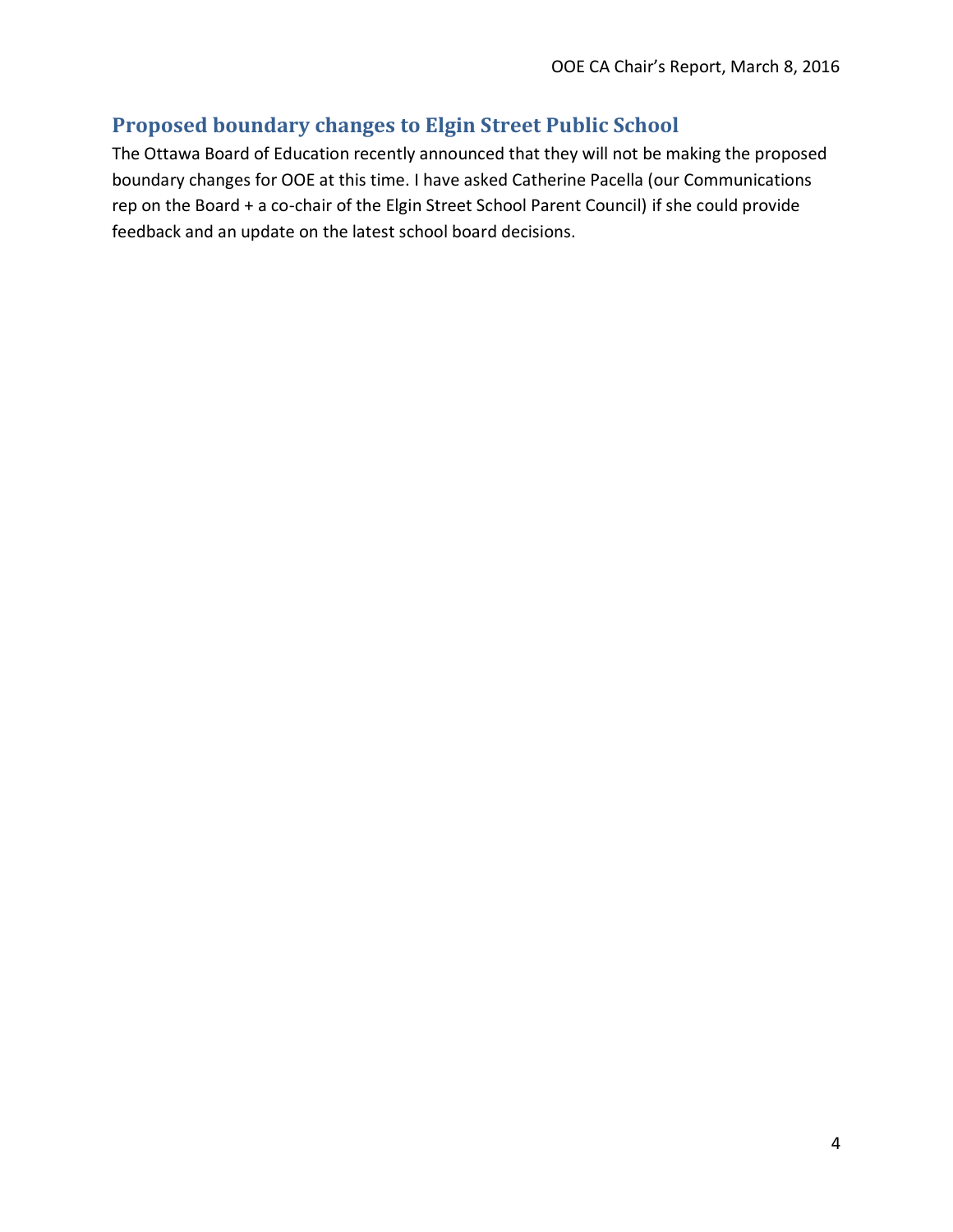## Proposed boundary changes to Elgin Street Public School

The Ottawa Board of Education recently announced that they will not be making the proposed boundary changes for OOE at this time. I have asked Catherine Pacella (our Communications rep on the Board + a co-chair of the Elgin Street School Parent Council) if she could provide feedback and an update on the latest school board decisions.